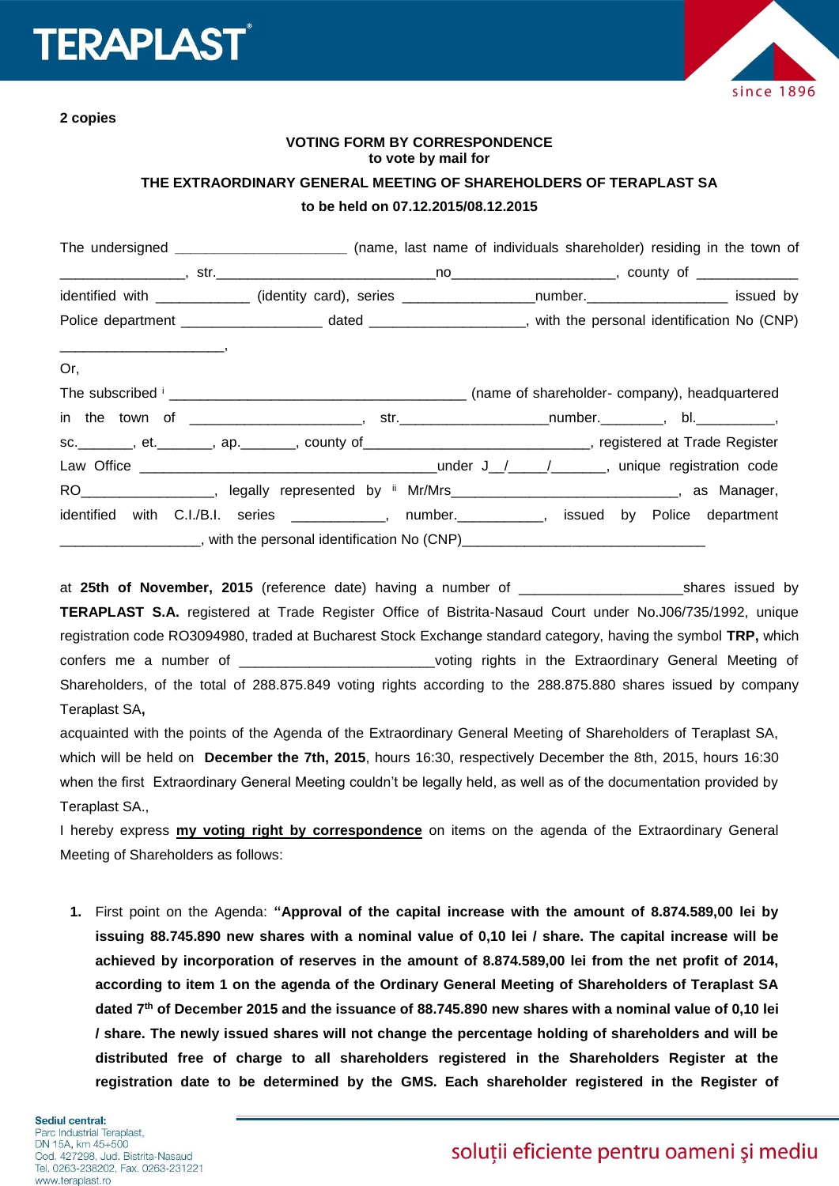**2 copies**

**VOTING FORM BY CORRESPONDENCE**
**to vote by mail for**

**THE EXTRAORDINARY GENERAL MEETING OF SHAREHOLDERS OF TERAPLAST SA**

**to be held on 07.12.2015/08.12.2015**

The undersigned _____________________ (name, last name of individuals shareholder) residing in the town of _______________, str.____________________________no____________________, county of ____________ identified with ____________ (identity card), series ________________number.__________________ issued by Police department __________________ dated ___________________, with the personal identification No (CNP) _____________________,

Or,

The subscribed [i] _______________________________________ (name of shareholder- company), headquartered in the town of ______________________, str.__________________number.________, bl.__________, sc._______, et._______, ap._______, county of_____________________________, registered at Trade Register Law Office _____________________________________under J__/_____/_______, unique registration code RO_________________, legally represented by [ii] Mr/Mrs_____________________________, as Manager, identified with C.I./B.I. series ____________, number.___________, issued by Police department __________________, with the personal identification No (CNP)________________________________

at **25th of November, 2015** (reference date) having a number of ____________________shares issued by **TERAPLAST S.A.** registered at Trade Register Office of Bistrita-Nasaud Court under No.J06/735/1992, unique registration code RO3094980, traded at Bucharest Stock Exchange standard category, having the symbol **TRP,** which confers me a number of ________________________voting rights in the Extraordinary General Meeting of Shareholders, of the total of 288.875.849 voting rights according to the 288.875.880 shares issued by company Teraplast SA**,**

acquainted with the points of the Agenda of the Extraordinary General Meeting of Shareholders of Teraplast SA, which will be held on **December the 7th, 2015**, hours 16:30, respectively December the 8th, 2015, hours 16:30 when the first Extraordinary General Meeting couldn't be legally held, as well as of the documentation provided by Teraplast SA.,

I hereby express **my voting right by correspondence** on items on the agenda of the Extraordinary General Meeting of Shareholders as follows:

1. First point on the Agenda: **"Approval of the capital increase with the amount of 8.874.589,00 lei by issuing 88.745.890 new shares with a nominal value of 0,10 lei / share. The capital increase will be achieved by incorporation of reserves in the amount of 8.874.589,00 lei from the net profit of 2014, according to item 1 on the agenda of the Ordinary General Meeting of Shareholders of Teraplast SA dated 7th of December 2015 and the issuance of 88.745.890 new shares with a nominal value of 0,10 lei / share. The newly issued shares will not change the percentage holding of shareholders and will be distributed free of charge to all shareholders registered in the Shareholders Register at the registration date to be determined by the GMS. Each shareholder registered in the Register of**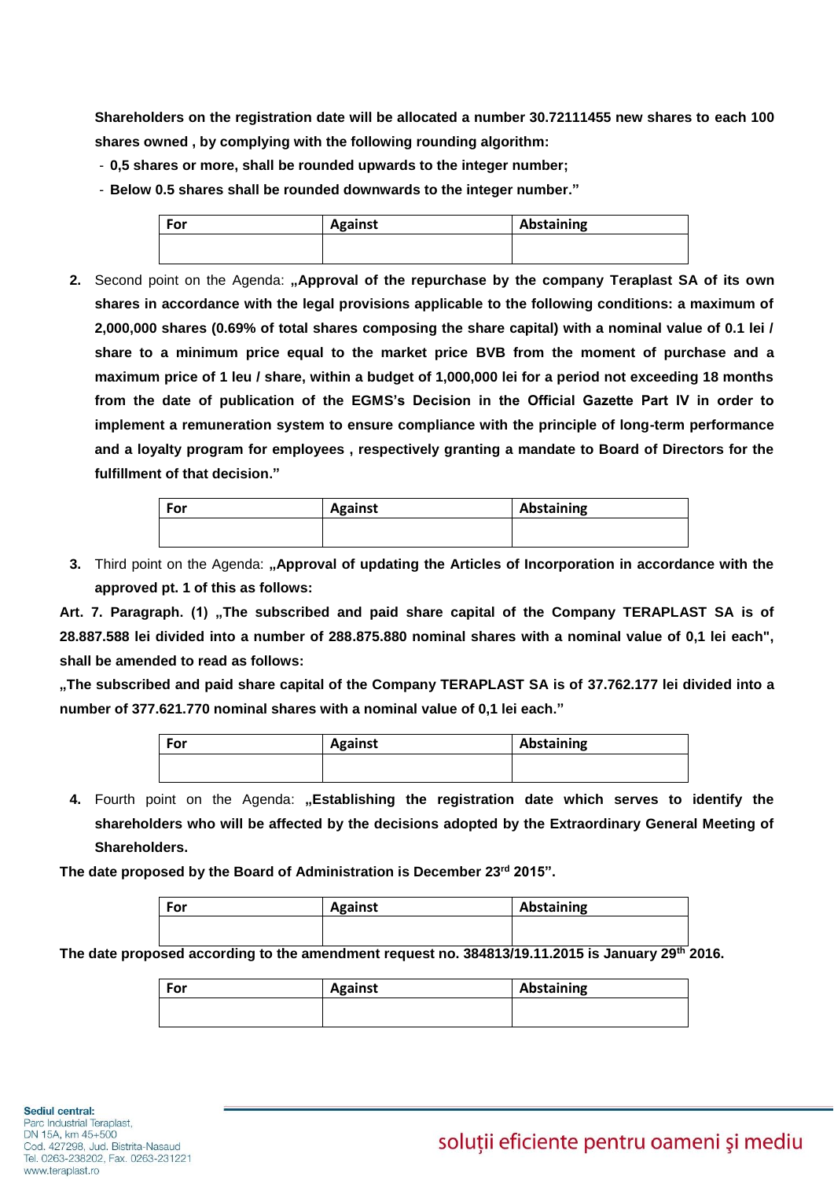**Shareholders on the registration date will be allocated a number 30.72111455 new shares to each 100 shares owned , by complying with the following rounding algorithm:**

- **0,5 shares or more, shall be rounded upwards to the integer number;**
- **Below 0.5 shares shall be rounded downwards to the integer number."**

| For | Against | Abstaining |
|---|---|---|
| | | |

2. Second point on the Agenda: **„Approval of the repurchase by the company Teraplast SA of its own shares in accordance with the legal provisions applicable to the following conditions: a maximum of 2,000,000 shares (0.69% of total shares composing the share capital) with a nominal value of 0.1 lei / share to a minimum price equal to the market price BVB from the moment of purchase and a maximum price of 1 leu / share, within a budget of 1,000,000 lei for a period not exceeding 18 months from the date of publication of the EGMS's Decision in the Official Gazette Part IV in order to implement a remuneration system to ensure compliance with the principle of long-term performance and a loyalty program for employees , respectively granting a mandate to Board of Directors for the fulfillment of that decision."**

| For | Against | Abstaining |
|---|---|---|
| | | |

3. Third point on the Agenda: **„Approval of updating the Articles of Incorporation in accordance with the approved pt. 1 of this as follows:**

**Art. 7. Paragraph. (1) „The subscribed and paid share capital of the Company TERAPLAST SA is of 28.887.588 lei divided into a number of 288.875.880 nominal shares with a nominal value of 0,1 lei each", shall be amended to read as follows:**

**„The subscribed and paid share capital of the Company TERAPLAST SA is of 37.762.177 lei divided into a number of 377.621.770 nominal shares with a nominal value of 0,1 lei each."**

| For | Against | Abstaining |
|---|---|---|
| | | |

4. Fourth point on the Agenda: **„Establishing the registration date which serves to identify the shareholders who will be affected by the decisions adopted by the Extraordinary General Meeting of Shareholders.**

**The date proposed by the Board of Administration is December 23rd 2015".**

| For | Against | Abstaining |
|---|---|---|
| | | |

**The date proposed according to the amendment request no. 384813/19.11.2015 is January 29th 2016.**

| For | Against | Abstaining |
|---|---|---|
| | | |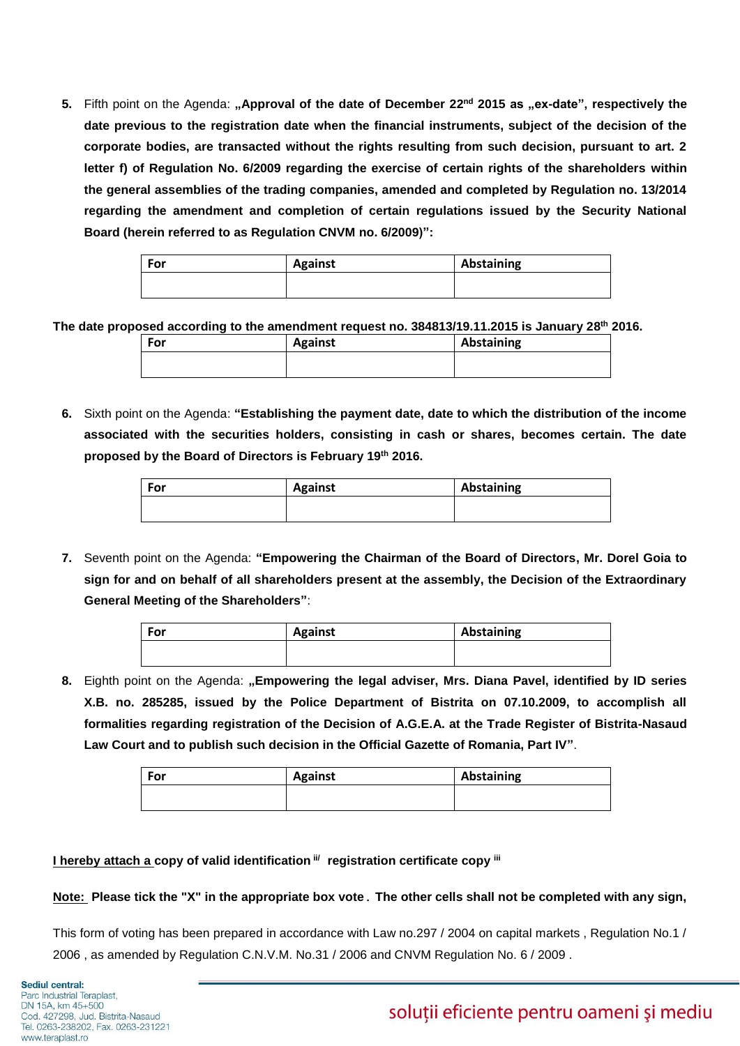5. Fifth point on the Agenda: **„Approval of the date of December 22$^{nd}$ 2015 as „ex-date", respectively the date previous to the registration date when the financial instruments, subject of the decision of the corporate bodies, are transacted without the rights resulting from such decision, pursuant to art. 2 letter f) of Regulation No. 6/2009 regarding the exercise of certain rights of the shareholders within the general assemblies of the trading companies, amended and completed by Regulation no. 13/2014 regarding the amendment and completion of certain regulations issued by the Security National Board (herein referred to as Regulation CNVM no. 6/2009)":**

| For | Against | Abstaining |
|---|---|---|
| | | |

**The date proposed according to the amendment request no. 384813/19.11.2015 is January 28$^{th}$ 2016.**

| For | Against | Abstaining |
|---|---|---|
| | | |

6. Sixth point on the Agenda: **"Establishing the payment date, date to which the distribution of the income associated with the securities holders, consisting in cash or shares, becomes certain. The date proposed by the Board of Directors is February 19$^{th}$ 2016.**

| For | Against | Abstaining |
|---|---|---|
| | | |

7. Seventh point on the Agenda: **"Empowering the Chairman of the Board of Directors, Mr. Dorel Goia to sign for and on behalf of all shareholders present at the assembly, the Decision of the Extraordinary General Meeting of the Shareholders"**:

| For | Against | Abstaining |
|---|---|---|
| | | |

8. Eighth point on the Agenda: **„Empowering the legal adviser, Mrs. Diana Pavel, identified by ID series X.B. no. 285285, issued by the Police Department of Bistrita on 07.10.2009, to accomplish all formalities regarding registration of the Decision of A.G.E.A. at the Trade Register of Bistrita-Nasaud Law Court and to publish such decision in the Official Gazette of Romania, Part IV"**.

| For | Against | Abstaining |
|---|---|---|
| | | |

**I hereby attach a copy of valid identification [ii/] registration certificate copy [iii]**

**Note: Please tick the "X" in the appropriate box vote . The other cells shall not be completed with any sign,**

This form of voting has been prepared in accordance with Law no.297 / 2004 on capital markets , Regulation No.1 / 2006 , as amended by Regulation C.N.V.M. No.31 / 2006 and CNVM Regulation No. 6 / 2009 .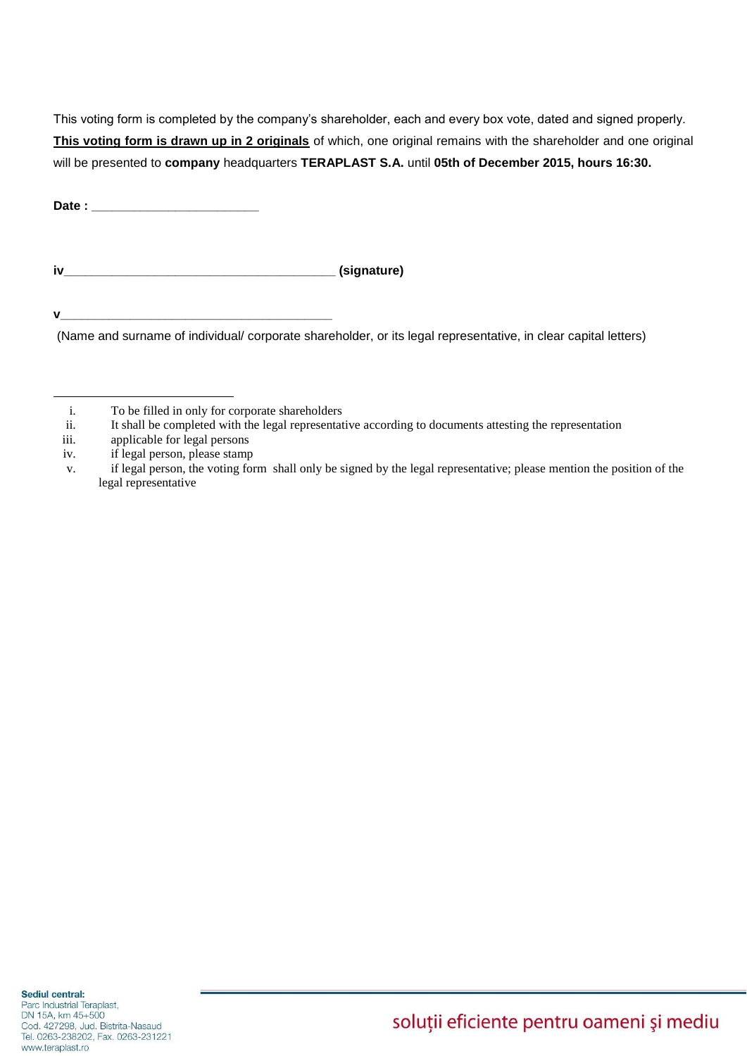This voting form is completed by the company's shareholder, each and every box vote, dated and signed properly. **This voting form is drawn up in 2 originals** of which, one original remains with the shareholder and one original will be presented to **company** headquarters **TERAPLAST S.A.** until **05th of December 2015, hours 16:30.**

**Date :** ________________________

**iv**_______________________________________ **(signature)**

**v**_______________________________________

(Name and surname of individual/ corporate shareholder, or its legal representative, in clear capital letters)

---

i. To be filled in only for corporate shareholders
ii. It shall be completed with the legal representative according to documents attesting the representation
iii. applicable for legal persons
iv. if legal person, please stamp
v. if legal person, the voting form shall only be signed by the legal representative; please mention the position of the legal representative